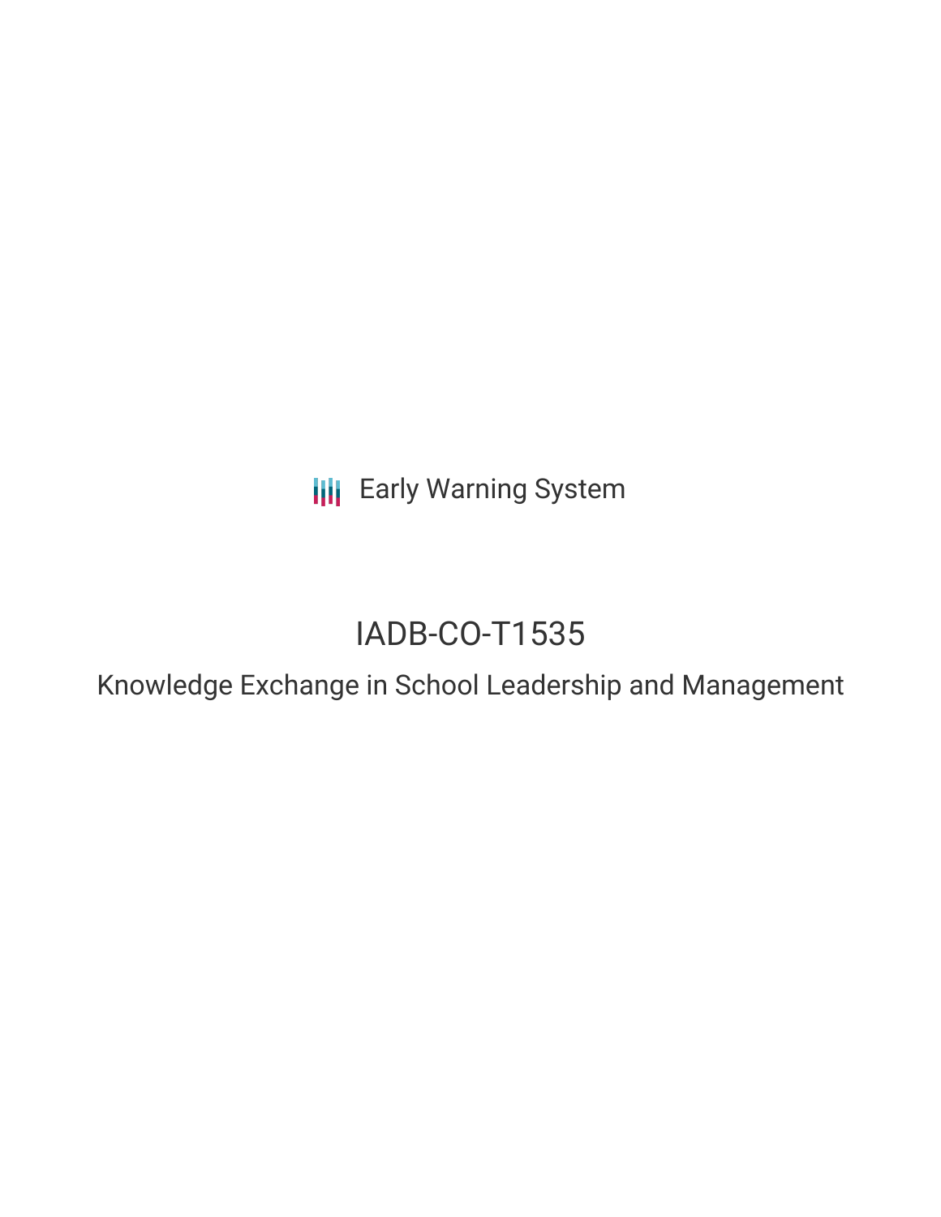Early Warning System

# IADB-CO-T1535

## Knowledge Exchange in School Leadership and Management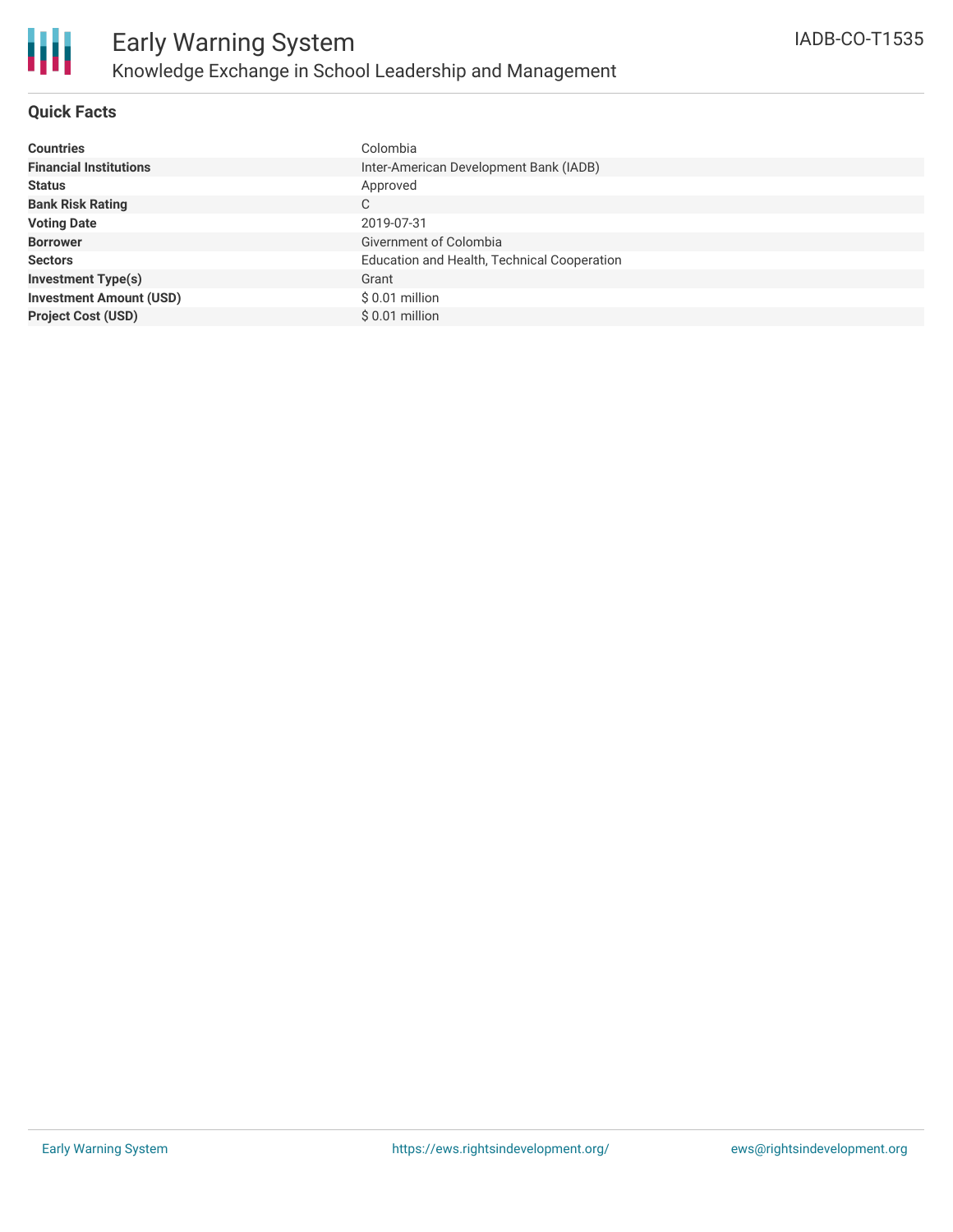# Early Warning System

## Knowledge Exchange in School Leadership and Management

IADB-CO-T1535

### Quick Facts

| | |
|---|---|
| **Countries** | Colombia |
| **Financial Institutions** | Inter-American Development Bank (IADB) |
| **Status** | Approved |
| **Bank Risk Rating** | C |
| **Voting Date** | 2019-07-31 |
| **Borrower** | Givernment of Colombia |
| **Sectors** | Education and Health, Technical Cooperation |
| **Investment Type(s)** | Grant |
| **Investment Amount (USD)** | $ 0.01 million |
| **Project Cost (USD)** | $ 0.01 million |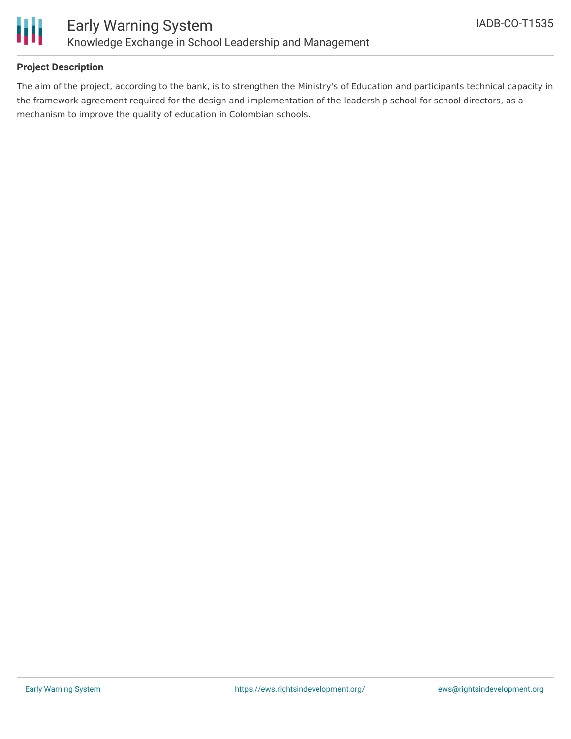**Project Description**

The aim of the project, according to the bank, is to strengthen the Ministry's of Education and participants technical capacity in the framework agreement required for the design and implementation of the leadership school for school directors, as a mechanism to improve the quality of education in Colombian schools.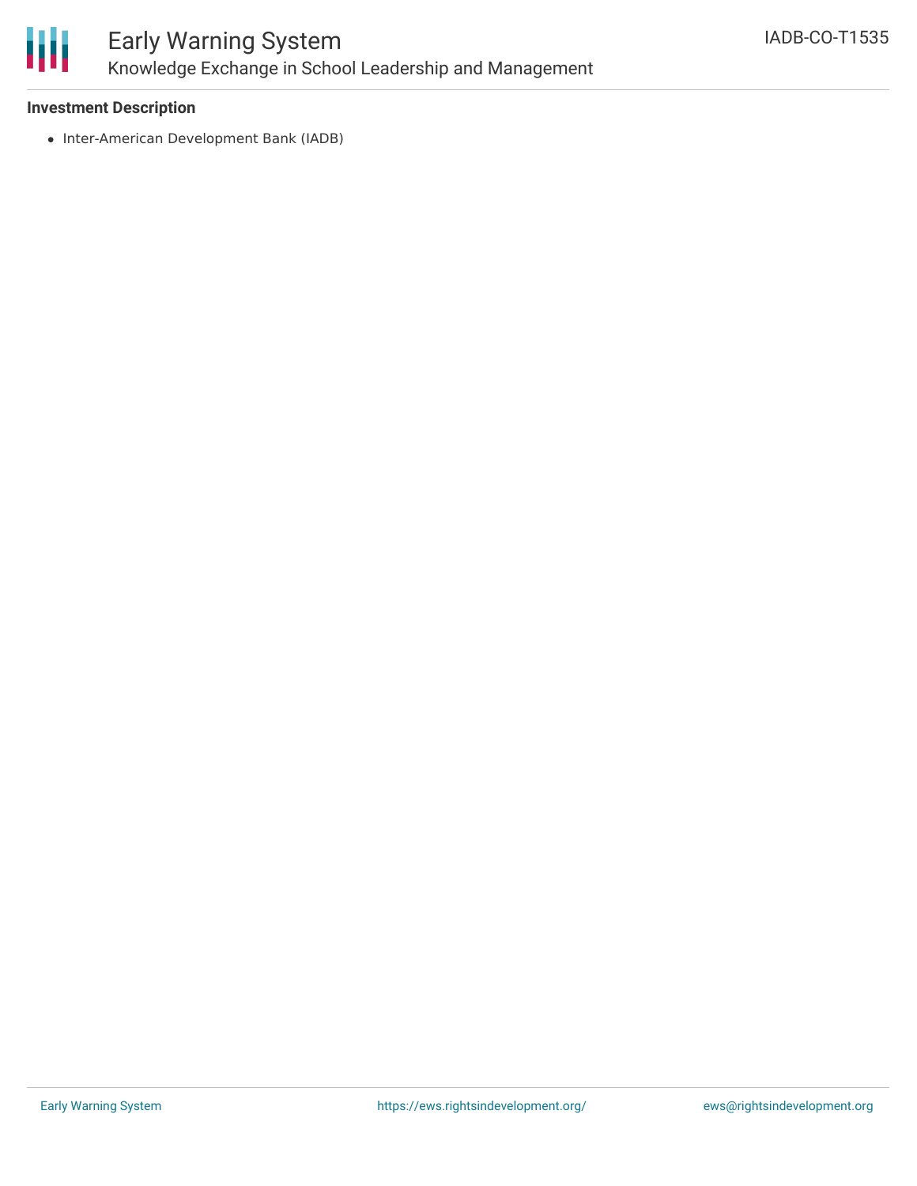### Investment Description

- Inter-American Development Bank (IADB)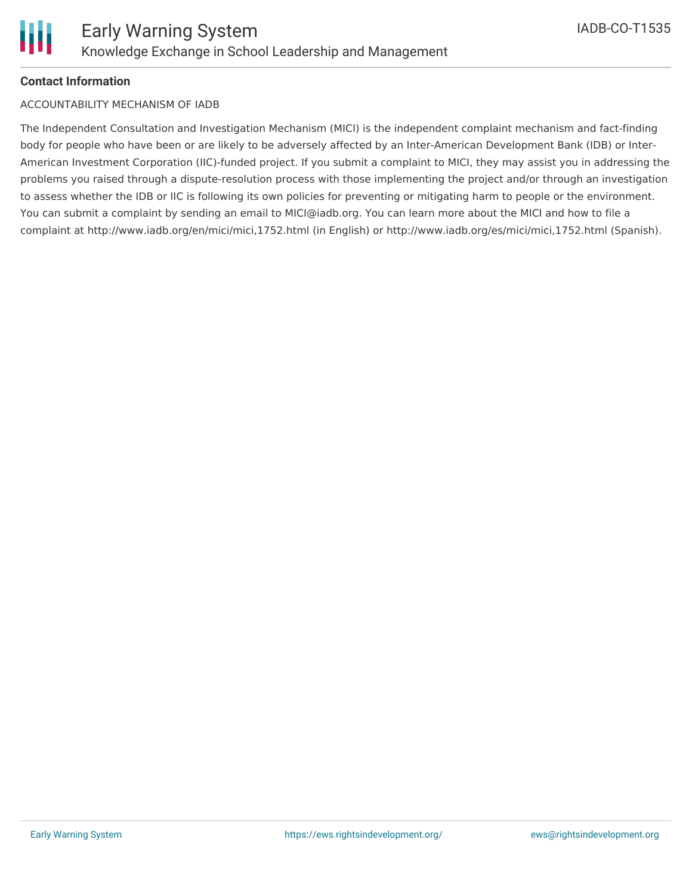**Contact Information**

ACCOUNTABILITY MECHANISM OF IADB

The Independent Consultation and Investigation Mechanism (MICI) is the independent complaint mechanism and fact-finding body for people who have been or are likely to be adversely affected by an Inter-American Development Bank (IDB) or Inter-American Investment Corporation (IIC)-funded project. If you submit a complaint to MICI, they may assist you in addressing the problems you raised through a dispute-resolution process with those implementing the project and/or through an investigation to assess whether the IDB or IIC is following its own policies for preventing or mitigating harm to people or the environment. You can submit a complaint by sending an email to MICI@iadb.org. You can learn more about the MICI and how to file a complaint at http://www.iadb.org/en/mici/mici,1752.html (in English) or http://www.iadb.org/es/mici/mici,1752.html (Spanish).